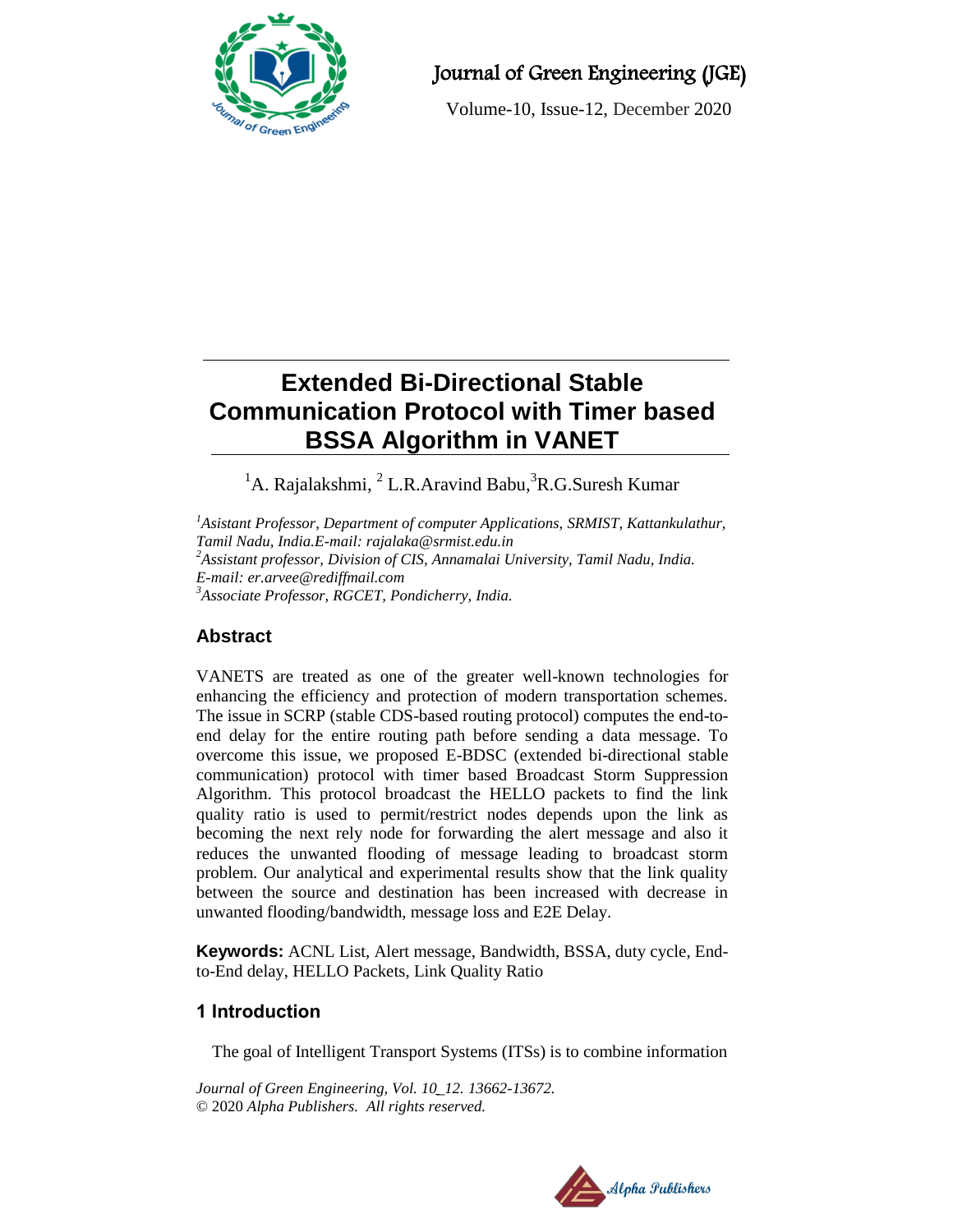# Extended Bi-Directional Stable Communication Protocol with Timer based BSSA Algorithm in VANET

[1]A. Rajalakshmi, [2] L.R.Aravind Babu,[3]R.G.Suresh Kumar

*[1]Asistant Professor, Department of computer Applications, SRMIST, Kattankulathur, Tamil Nadu, India.E-mail: rajalaka@srmist.edu.in*
*[2]Assistant professor, Division of CIS, Annamalai University, Tamil Nadu, India. E-mail: er.arvee@rediffmail.com*
*[3]Associate Professor, RGCET, Pondicherry, India.*

## Abstract

VANETS are treated as one of the greater well-known technologies for enhancing the efficiency and protection of modern transportation schemes. The issue in SCRP (stable CDS-based routing protocol) computes the end-to-end delay for the entire routing path before sending a data message. To overcome this issue, we proposed E-BDSC (extended bi-directional stable communication) protocol with timer based Broadcast Storm Suppression Algorithm. This protocol broadcast the HELLO packets to find the link quality ratio is used to permit/restrict nodes depends upon the link as becoming the next rely node for forwarding the alert message and also it reduces the unwanted flooding of message leading to broadcast storm problem. Our analytical and experimental results show that the link quality between the source and destination has been increased with decrease in unwanted flooding/bandwidth, message loss and E2E Delay.

**Keywords:** ACNL List, Alert message, Bandwidth, BSSA, duty cycle, End-to-End delay, HELLO Packets, Link Quality Ratio

## 1 Introduction

The goal of Intelligent Transport Systems (ITSs) is to combine information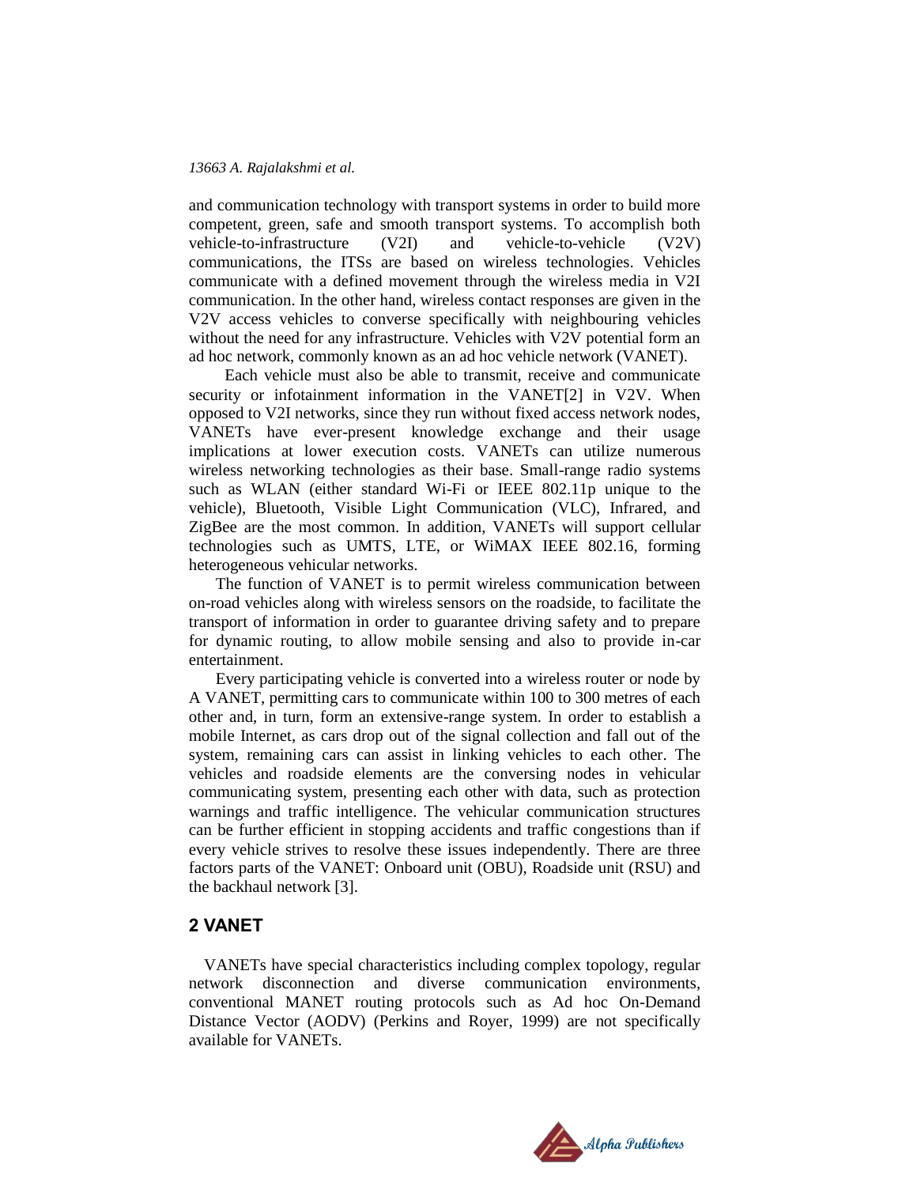and communication technology with transport systems in order to build more competent, green, safe and smooth transport systems. To accomplish both vehicle-to-infrastructure (V2I) and vehicle-to-vehicle (V2V) communications, the ITSs are based on wireless technologies. Vehicles communicate with a defined movement through the wireless media in V2I communication. In the other hand, wireless contact responses are given in the V2V access vehicles to converse specifically with neighbouring vehicles without the need for any infrastructure. Vehicles with V2V potential form an ad hoc network, commonly known as an ad hoc vehicle network (VANET).

Each vehicle must also be able to transmit, receive and communicate security or infotainment information in the VANET[2] in V2V. When opposed to V2I networks, since they run without fixed access network nodes, VANETs have ever-present knowledge exchange and their usage implications at lower execution costs. VANETs can utilize numerous wireless networking technologies as their base. Small-range radio systems such as WLAN (either standard Wi-Fi or IEEE 802.11p unique to the vehicle), Bluetooth, Visible Light Communication (VLC), Infrared, and ZigBee are the most common. In addition, VANETs will support cellular technologies such as UMTS, LTE, or WiMAX IEEE 802.16, forming heterogeneous vehicular networks.

The function of VANET is to permit wireless communication between on-road vehicles along with wireless sensors on the roadside, to facilitate the transport of information in order to guarantee driving safety and to prepare for dynamic routing, to allow mobile sensing and also to provide in-car entertainment.

Every participating vehicle is converted into a wireless router or node by A VANET, permitting cars to communicate within 100 to 300 metres of each other and, in turn, form an extensive-range system. In order to establish a mobile Internet, as cars drop out of the signal collection and fall out of the system, remaining cars can assist in linking vehicles to each other. The vehicles and roadside elements are the conversing nodes in vehicular communicating system, presenting each other with data, such as protection warnings and traffic intelligence. The vehicular communication structures can be further efficient in stopping accidents and traffic congestions than if every vehicle strives to resolve these issues independently. There are three factors parts of the VANET: Onboard unit (OBU), Roadside unit (RSU) and the backhaul network [3].

## 2 VANET

VANETs have special characteristics including complex topology, regular network disconnection and diverse communication environments, conventional MANET routing protocols such as Ad hoc On-Demand Distance Vector (AODV) (Perkins and Royer, 1999) are not specifically available for VANETs.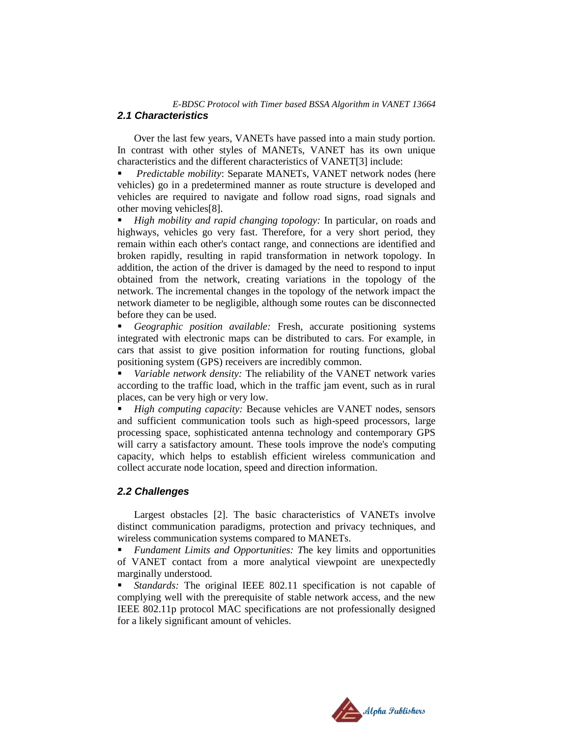### *2.1 Characteristics*

Over the last few years, VANETs have passed into a main study portion. In contrast with other styles of MANETs, VANET has its own unique characteristics and the different characteristics of VANET[3] include:

- *Predictable mobility*: Separate MANETs, VANET network nodes (here vehicles) go in a predetermined manner as route structure is developed and vehicles are required to navigate and follow road signs, road signals and other moving vehicles[8].
- *High mobility and rapid changing topology:* In particular, on roads and highways, vehicles go very fast. Therefore, for a very short period, they remain within each other's contact range, and connections are identified and broken rapidly, resulting in rapid transformation in network topology. In addition, the action of the driver is damaged by the need to respond to input obtained from the network, creating variations in the topology of the network. The incremental changes in the topology of the network impact the network diameter to be negligible, although some routes can be disconnected before they can be used.
- *Geographic position available:* Fresh, accurate positioning systems integrated with electronic maps can be distributed to cars. For example, in cars that assist to give position information for routing functions, global positioning system (GPS) receivers are incredibly common.
- *Variable network density:* The reliability of the VANET network varies according to the traffic load, which in the traffic jam event, such as in rural places, can be very high or very low.
- *High computing capacity:* Because vehicles are VANET nodes, sensors and sufficient communication tools such as high-speed processors, large processing space, sophisticated antenna technology and contemporary GPS will carry a satisfactory amount. These tools improve the node's computing capacity, which helps to establish efficient wireless communication and collect accurate node location, speed and direction information.

### *2.2 Challenges*

Largest obstacles [2]. The basic characteristics of VANETs involve distinct communication paradigms, protection and privacy techniques, and wireless communication systems compared to MANETs.

- *Fundament Limits and Opportunities: T*he key limits and opportunities of VANET contact from a more analytical viewpoint are unexpectedly marginally understood.
- *Standards:* The original IEEE 802.11 specification is not capable of complying well with the prerequisite of stable network access, and the new IEEE 802.11p protocol MAC specifications are not professionally designed for a likely significant amount of vehicles.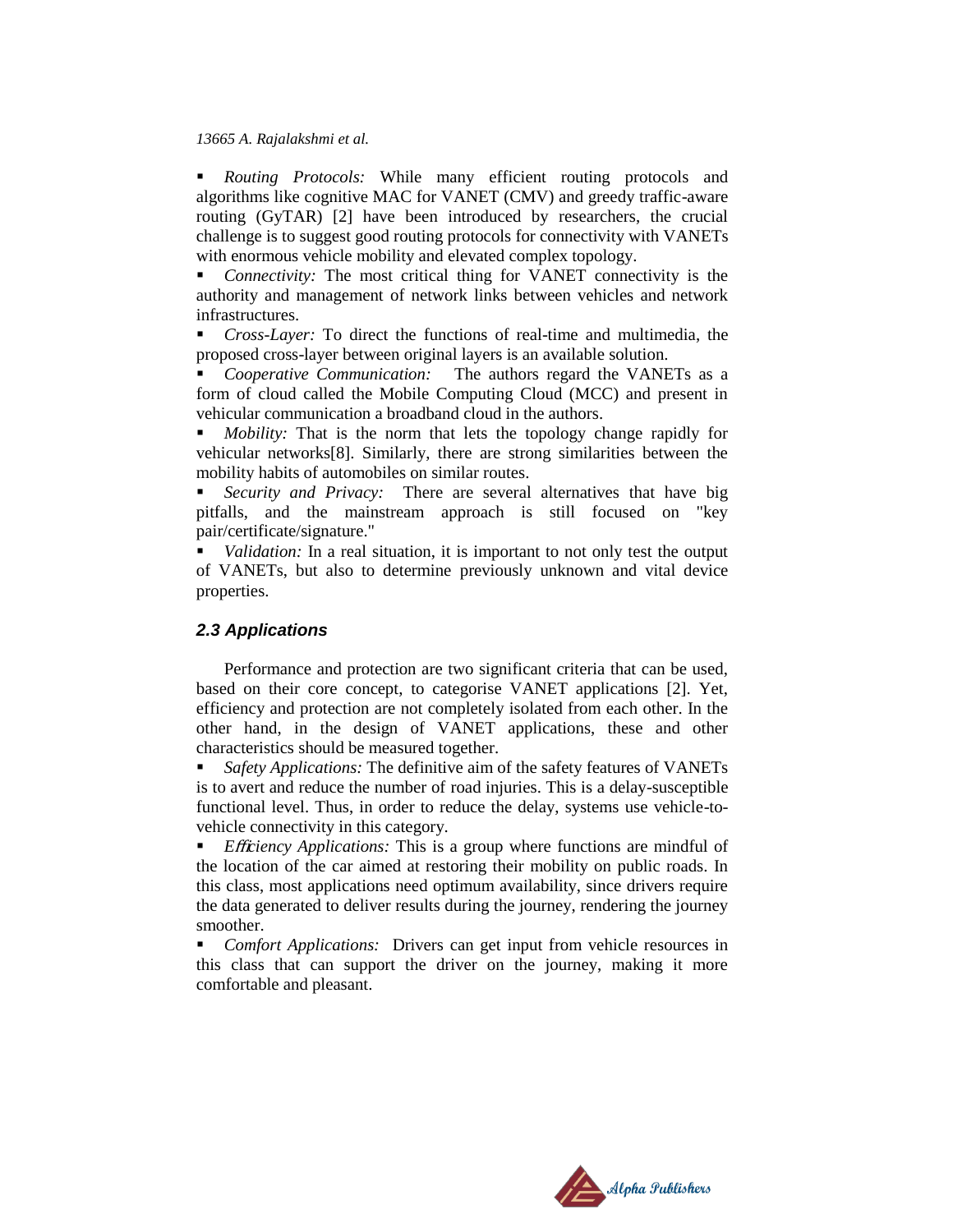- *Routing Protocols:* While many efficient routing protocols and algorithms like cognitive MAC for VANET (CMV) and greedy traffic-aware routing (GyTAR) [2] have been introduced by researchers, the crucial challenge is to suggest good routing protocols for connectivity with VANETs with enormous vehicle mobility and elevated complex topology.
- *Connectivity:* The most critical thing for VANET connectivity is the authority and management of network links between vehicles and network infrastructures.
- *Cross-Layer:* To direct the functions of real-time and multimedia, the proposed cross-layer between original layers is an available solution.
- *Cooperative Communication:* The authors regard the VANETs as a form of cloud called the Mobile Computing Cloud (MCC) and present in vehicular communication a broadband cloud in the authors.
- *Mobility:* That is the norm that lets the topology change rapidly for vehicular networks[8]. Similarly, there are strong similarities between the mobility habits of automobiles on similar routes.
- *Security and Privacy:* There are several alternatives that have big pitfalls, and the mainstream approach is still focused on "key pair/certificate/signature."
- *Validation:* In a real situation, it is important to not only test the output of VANETs, but also to determine previously unknown and vital device properties.

### 2.3 Applications

Performance and protection are two significant criteria that can be used, based on their core concept, to categorise VANET applications [2]. Yet, efficiency and protection are not completely isolated from each other. In the other hand, in the design of VANET applications, these and other characteristics should be measured together.

- *Safety Applications:* The definitive aim of the safety features of VANETs is to avert and reduce the number of road injuries. This is a delay-susceptible functional level. Thus, in order to reduce the delay, systems use vehicle-to-vehicle connectivity in this category.
- *Efficiency Applications:* This is a group where functions are mindful of the location of the car aimed at restoring their mobility on public roads. In this class, most applications need optimum availability, since drivers require the data generated to deliver results during the journey, rendering the journey smoother.
- *Comfort Applications:* Drivers can get input from vehicle resources in this class that can support the driver on the journey, making it more comfortable and pleasant.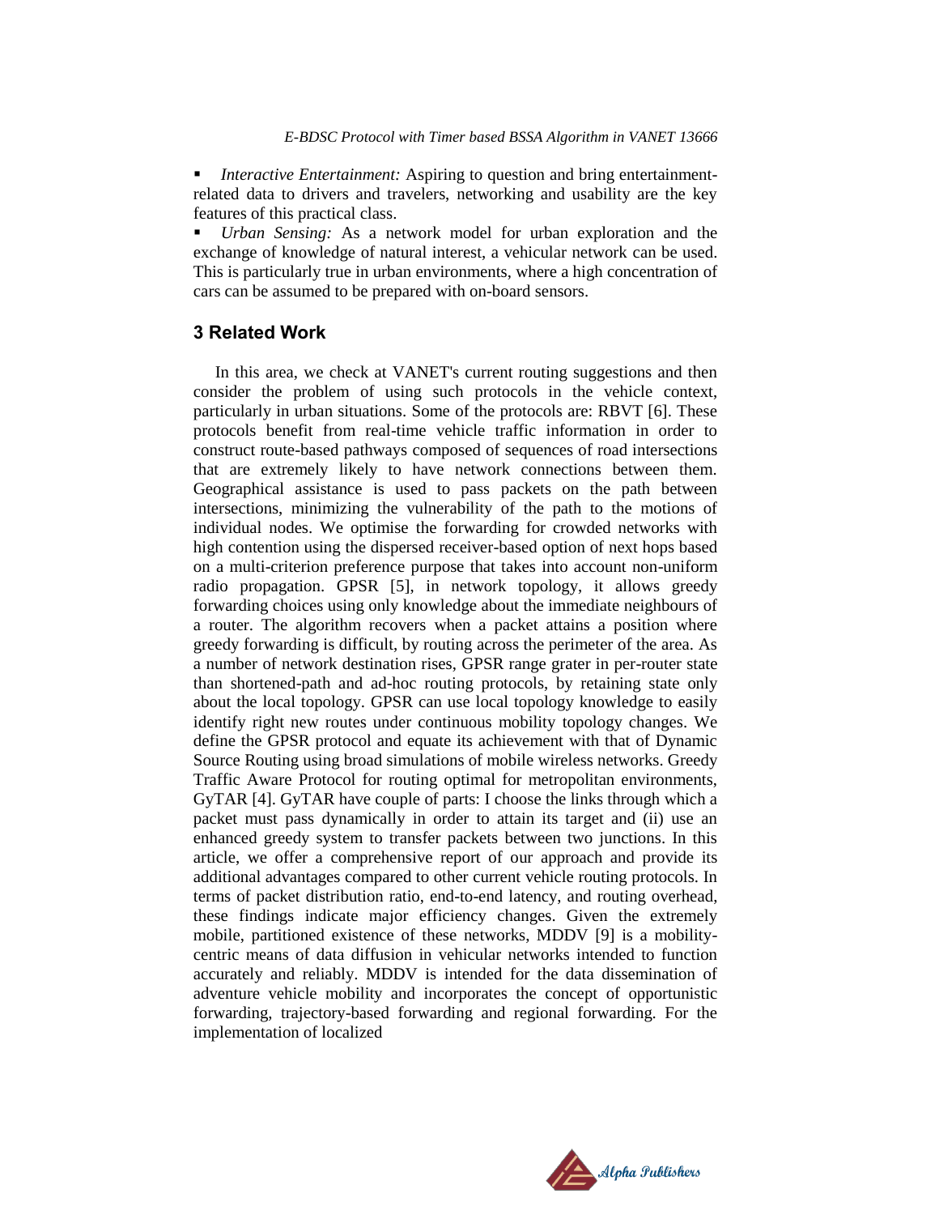- *Interactive Entertainment:* Aspiring to question and bring entertainment-related data to drivers and travelers, networking and usability are the key features of this practical class.
- *Urban Sensing:* As a network model for urban exploration and the exchange of knowledge of natural interest, a vehicular network can be used. This is particularly true in urban environments, where a high concentration of cars can be assumed to be prepared with on-board sensors.

## 3 Related Work

In this area, we check at VANET's current routing suggestions and then consider the problem of using such protocols in the vehicle context, particularly in urban situations. Some of the protocols are: RBVT [6]. These protocols benefit from real-time vehicle traffic information in order to construct route-based pathways composed of sequences of road intersections that are extremely likely to have network connections between them. Geographical assistance is used to pass packets on the path between intersections, minimizing the vulnerability of the path to the motions of individual nodes. We optimise the forwarding for crowded networks with high contention using the dispersed receiver-based option of next hops based on a multi-criterion preference purpose that takes into account non-uniform radio propagation. GPSR [5], in network topology, it allows greedy forwarding choices using only knowledge about the immediate neighbours of a router. The algorithm recovers when a packet attains a position where greedy forwarding is difficult, by routing across the perimeter of the area. As a number of network destination rises, GPSR range grater in per-router state than shortened-path and ad-hoc routing protocols, by retaining state only about the local topology. GPSR can use local topology knowledge to easily identify right new routes under continuous mobility topology changes. We define the GPSR protocol and equate its achievement with that of Dynamic Source Routing using broad simulations of mobile wireless networks. Greedy Traffic Aware Protocol for routing optimal for metropolitan environments, GyTAR [4]. GyTAR have couple of parts: I choose the links through which a packet must pass dynamically in order to attain its target and (ii) use an enhanced greedy system to transfer packets between two junctions. In this article, we offer a comprehensive report of our approach and provide its additional advantages compared to other current vehicle routing protocols. In terms of packet distribution ratio, end-to-end latency, and routing overhead, these findings indicate major efficiency changes. Given the extremely mobile, partitioned existence of these networks, MDDV [9] is a mobility-centric means of data diffusion in vehicular networks intended to function accurately and reliably. MDDV is intended for the data dissemination of adventure vehicle mobility and incorporates the concept of opportunistic forwarding, trajectory-based forwarding and regional forwarding. For the implementation of localized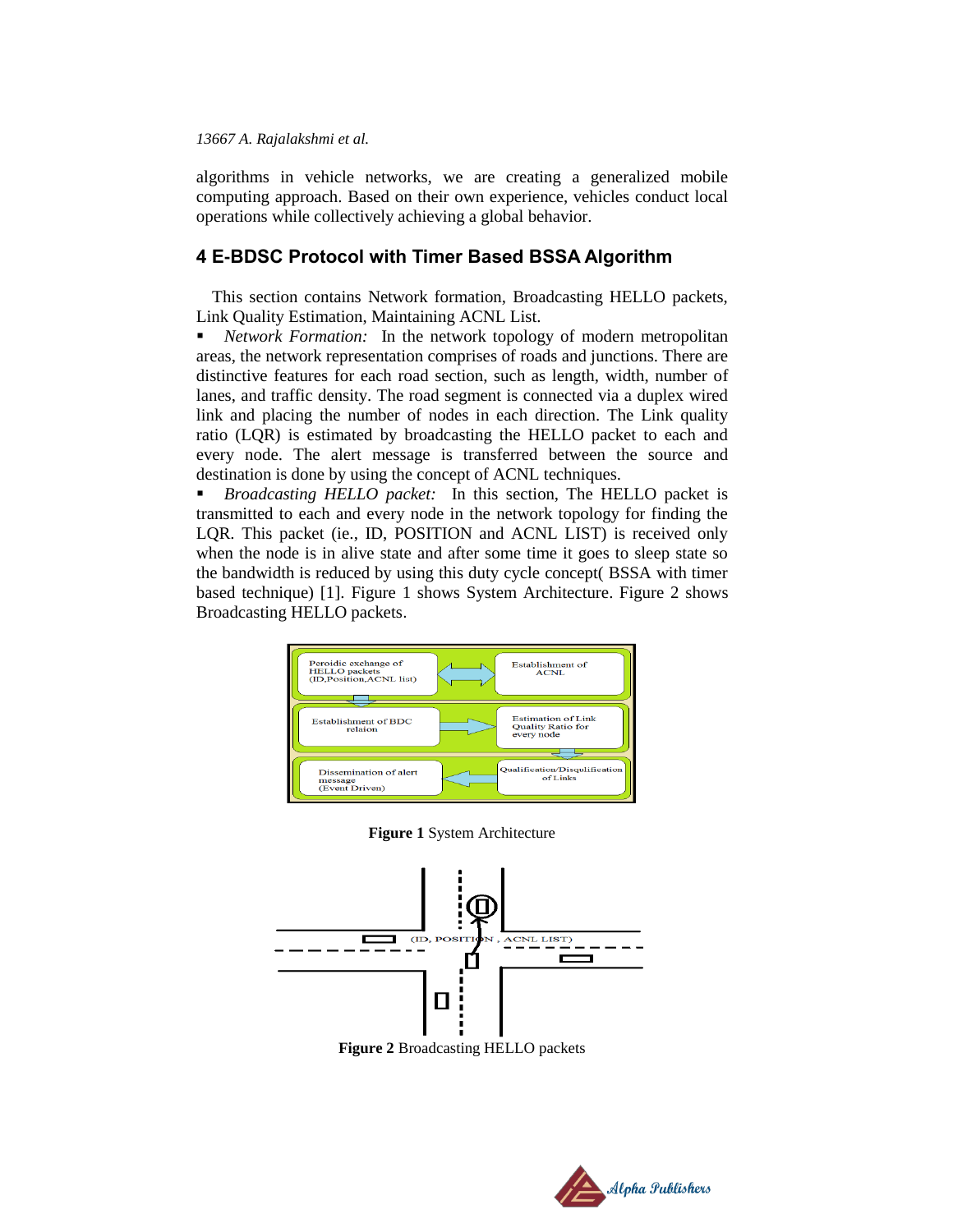algorithms in vehicle networks, we are creating a generalized mobile computing approach. Based on their own experience, vehicles conduct local operations while collectively achieving a global behavior.

## 4 E-BDSC Protocol with Timer Based BSSA Algorithm

This section contains Network formation, Broadcasting HELLO packets, Link Quality Estimation, Maintaining ACNL List.

- *Network Formation:* In the network topology of modern metropolitan areas, the network representation comprises of roads and junctions. There are distinctive features for each road section, such as length, width, number of lanes, and traffic density. The road segment is connected via a duplex wired link and placing the number of nodes in each direction. The Link quality ratio (LQR) is estimated by broadcasting the HELLO packet to each and every node. The alert message is transferred between the source and destination is done by using the concept of ACNL techniques.
- *Broadcasting HELLO packet:* In this section, The HELLO packet is transmitted to each and every node in the network topology for finding the LQR. This packet (ie., ID, POSITION and ACNL LIST) is received only when the node is in alive state and after some time it goes to sleep state so the bandwidth is reduced by using this duty cycle concept( BSSA with timer based technique) [1]. Figure 1 shows System Architecture. Figure 2 shows Broadcasting HELLO packets.

**Figure 1** System Architecture

**Figure 2** Broadcasting HELLO packets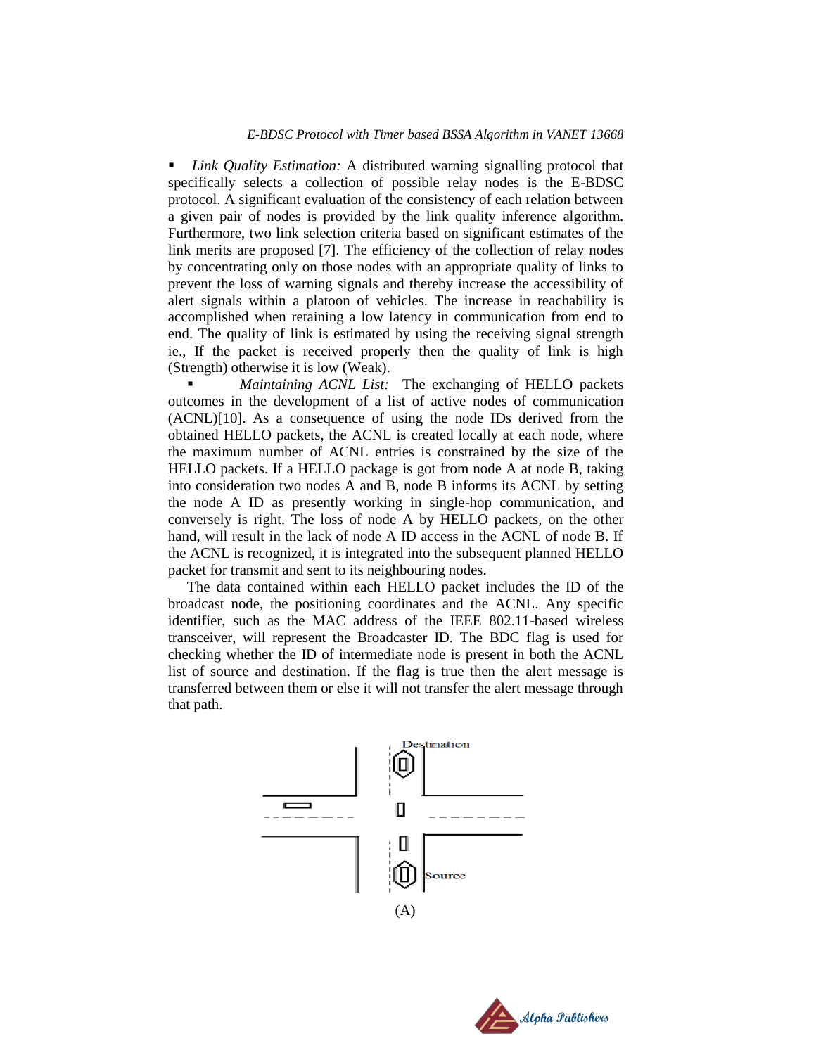- *Link Quality Estimation:* A distributed warning signalling protocol that specifically selects a collection of possible relay nodes is the E-BDSC protocol. A significant evaluation of the consistency of each relation between a given pair of nodes is provided by the link quality inference algorithm. Furthermore, two link selection criteria based on significant estimates of the link merits are proposed [7]. The efficiency of the collection of relay nodes by concentrating only on those nodes with an appropriate quality of links to prevent the loss of warning signals and thereby increase the accessibility of alert signals within a platoon of vehicles. The increase in reachability is accomplished when retaining a low latency in communication from end to end. The quality of link is estimated by using the receiving signal strength ie., If the packet is received properly then the quality of link is high (Strength) otherwise it is low (Weak).
- *Maintaining ACNL List:* The exchanging of HELLO packets outcomes in the development of a list of active nodes of communication (ACNL)[10]. As a consequence of using the node IDs derived from the obtained HELLO packets, the ACNL is created locally at each node, where the maximum number of ACNL entries is constrained by the size of the HELLO packets. If a HELLO package is got from node A at node B, taking into consideration two nodes A and B, node B informs its ACNL by setting the node A ID as presently working in single-hop communication, and conversely is right. The loss of node A by HELLO packets, on the other hand, will result in the lack of node A ID access in the ACNL of node B. If the ACNL is recognized, it is integrated into the subsequent planned HELLO packet for transmit and sent to its neighbouring nodes.

The data contained within each HELLO packet includes the ID of the broadcast node, the positioning coordinates and the ACNL. Any specific identifier, such as the MAC address of the IEEE 802.11-based wireless transceiver, will represent the Broadcaster ID. The BDC flag is used for checking whether the ID of intermediate node is present in both the ACNL list of source and destination. If the flag is true then the alert message is transferred between them or else it will not transfer the alert message through that path.

Destination

Source

(A)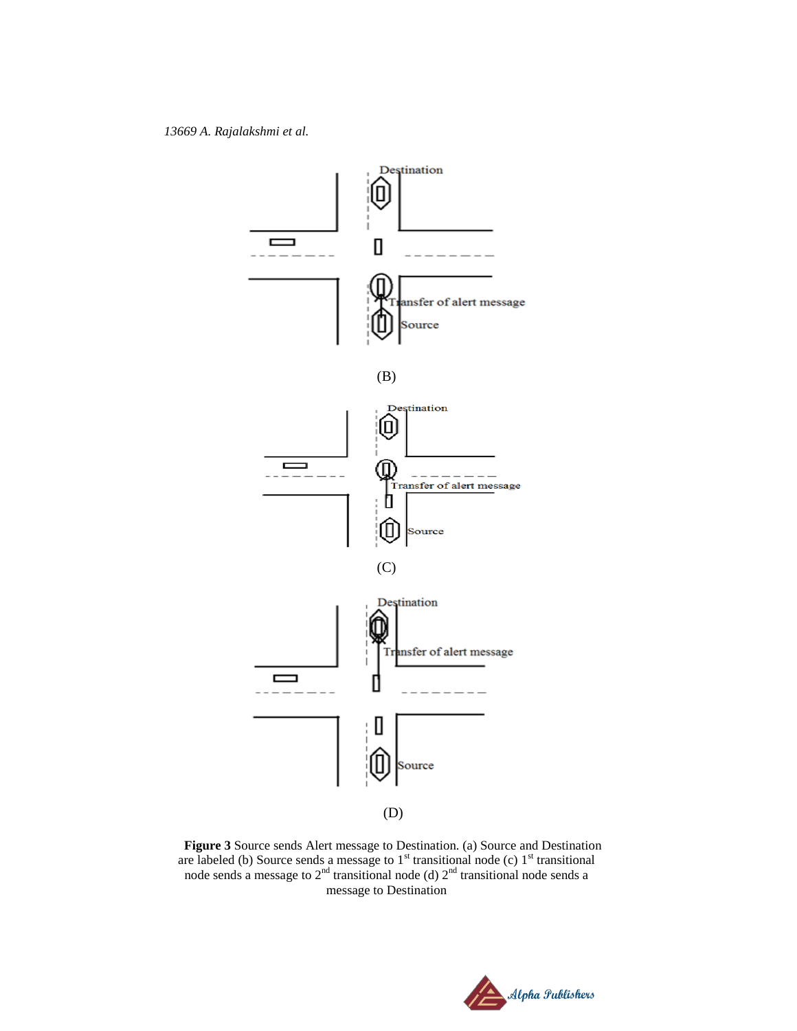Destination

Transfer of alert message

Source

(B)

Destination

Transfer of alert message

Source

(C)

Destination

Transfer of alert message

Source

(D)

**Figure 3** Source sends Alert message to Destination. (a) Source and Destination are labeled (b) Source sends a message to 1st transitional node (c) 1st transitional node sends a message to 2nd transitional node (d) 2nd transitional node sends a message to Destination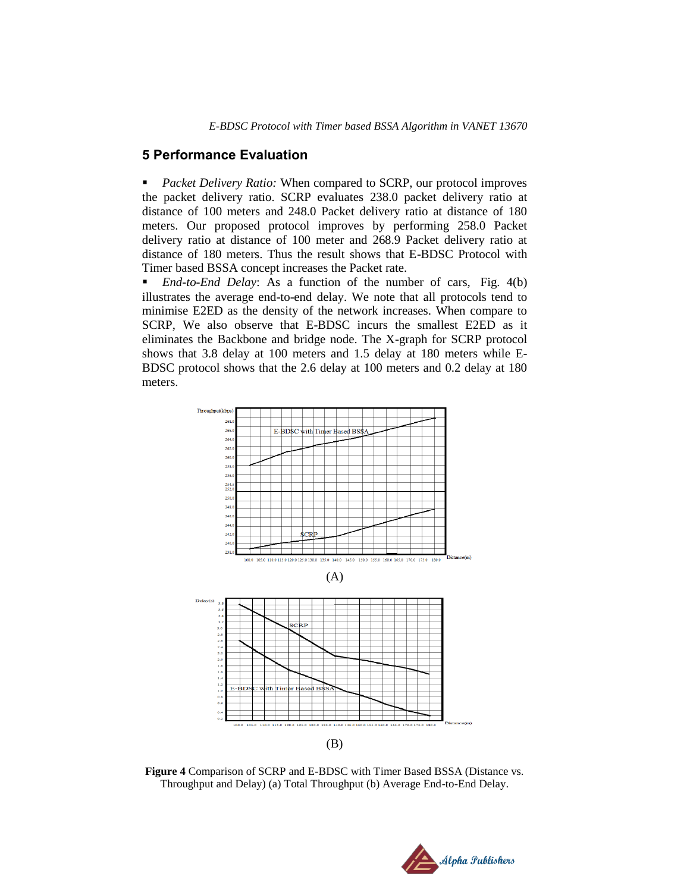## 5 Performance Evaluation

- *Packet Delivery Ratio:* When compared to SCRP, our protocol improves the packet delivery ratio. SCRP evaluates 238.0 packet delivery ratio at distance of 100 meters and 248.0 Packet delivery ratio at distance of 180 meters. Our proposed protocol improves by performing 258.0 Packet delivery ratio at distance of 100 meter and 268.9 Packet delivery ratio at distance of 180 meters. Thus the result shows that E-BDSC Protocol with Timer based BSSA concept increases the Packet rate.
- *End-to-End Delay*: As a function of the number of cars, Fig. 4(b) illustrates the average end-to-end delay. We note that all protocols tend to minimise E2ED as the density of the network increases. When compare to SCRP, We also observe that E-BDSC incurs the smallest E2ED as it eliminates the Backbone and bridge node. The X-graph for SCRP protocol shows that 3.8 delay at 100 meters and 1.5 delay at 180 meters while E-BDSC protocol shows that the 2.6 delay at 100 meters and 0.2 delay at 180 meters.

(A)

(B)

**Figure 4** Comparison of SCRP and E-BDSC with Timer Based BSSA (Distance vs. Throughput and Delay) (a) Total Throughput (b) Average End-to-End Delay.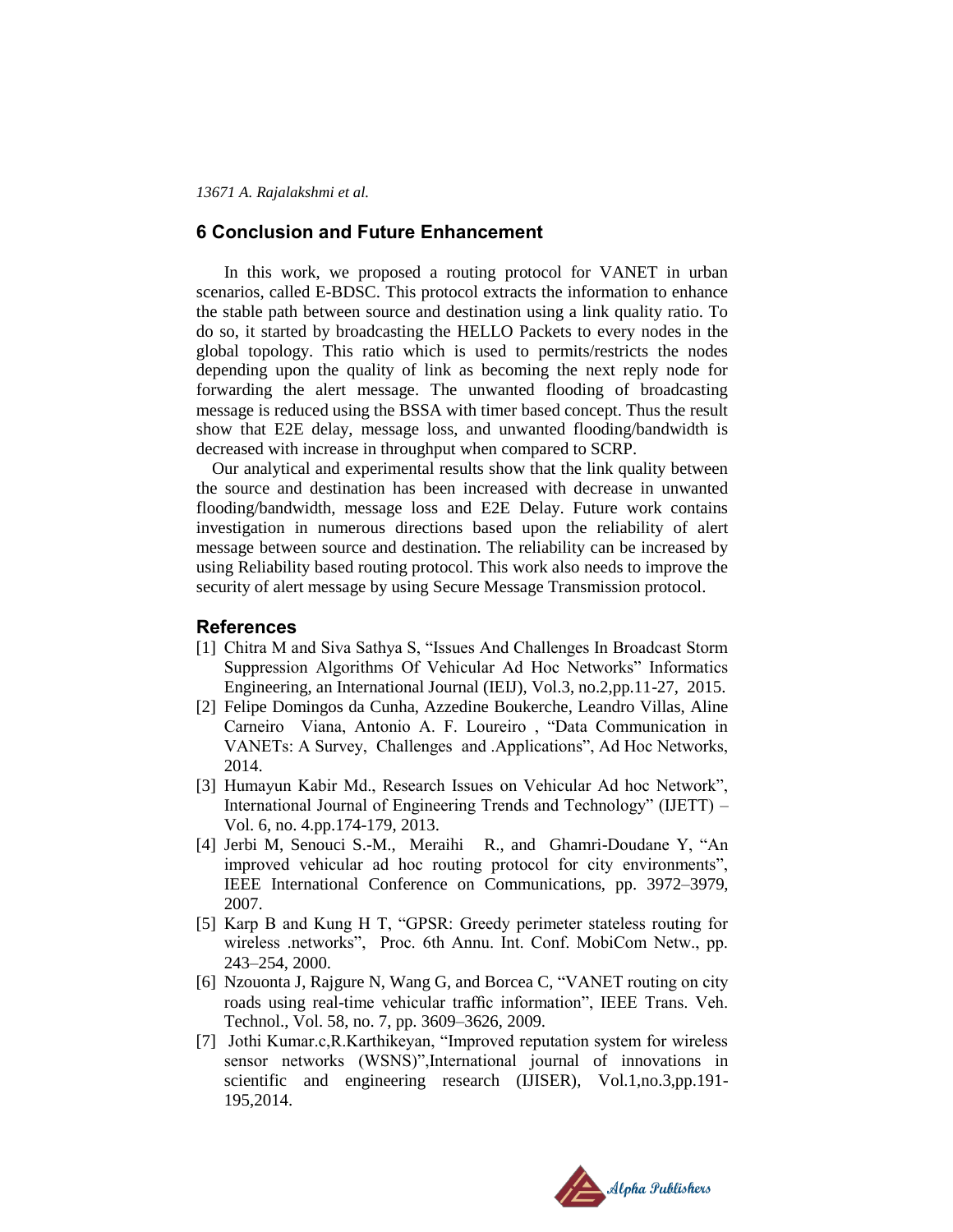## 6 Conclusion and Future Enhancement

In this work, we proposed a routing protocol for VANET in urban scenarios, called E-BDSC. This protocol extracts the information to enhance the stable path between source and destination using a link quality ratio. To do so, it started by broadcasting the HELLO Packets to every nodes in the global topology. This ratio which is used to permits/restricts the nodes depending upon the quality of link as becoming the next reply node for forwarding the alert message. The unwanted flooding of broadcasting message is reduced using the BSSA with timer based concept. Thus the result show that E2E delay, message loss, and unwanted flooding/bandwidth is decreased with increase in throughput when compared to SCRP.

Our analytical and experimental results show that the link quality between the source and destination has been increased with decrease in unwanted flooding/bandwidth, message loss and E2E Delay. Future work contains investigation in numerous directions based upon the reliability of alert message between source and destination. The reliability can be increased by using Reliability based routing protocol. This work also needs to improve the security of alert message by using Secure Message Transmission protocol.

## References

[1] Chitra M and Siva Sathya S, "Issues And Challenges In Broadcast Storm Suppression Algorithms Of Vehicular Ad Hoc Networks" Informatics Engineering, an International Journal (IEIJ), Vol.3, no.2,pp.11-27, 2015.

[2] Felipe Domingos da Cunha, Azzedine Boukerche, Leandro Villas, Aline Carneiro Viana, Antonio A. F. Loureiro , "Data Communication in VANETs: A Survey, Challenges and .Applications", Ad Hoc Networks, 2014.

[3] Humayun Kabir Md., Research Issues on Vehicular Ad hoc Network", International Journal of Engineering Trends and Technology" (IJETT) – Vol. 6, no. 4.pp.174-179, 2013.

[4] Jerbi M, Senouci S.-M., Meraihi R., and Ghamri-Doudane Y, "An improved vehicular ad hoc routing protocol for city environments", IEEE International Conference on Communications, pp. 3972–3979, 2007.

[5] Karp B and Kung H T, "GPSR: Greedy perimeter stateless routing for wireless .networks", Proc. 6th Annu. Int. Conf. MobiCom Netw., pp. 243–254, 2000.

[6] Nzouonta J, Rajgure N, Wang G, and Borcea C, "VANET routing on city roads using real-time vehicular traffic information", IEEE Trans. Veh. Technol., Vol. 58, no. 7, pp. 3609–3626, 2009.

[7] Jothi Kumar.c,R.Karthikeyan, "Improved reputation system for wireless sensor networks (WSNS)",International journal of innovations in scientific and engineering research (IJISER), Vol.1,no.3,pp.191-195,2014.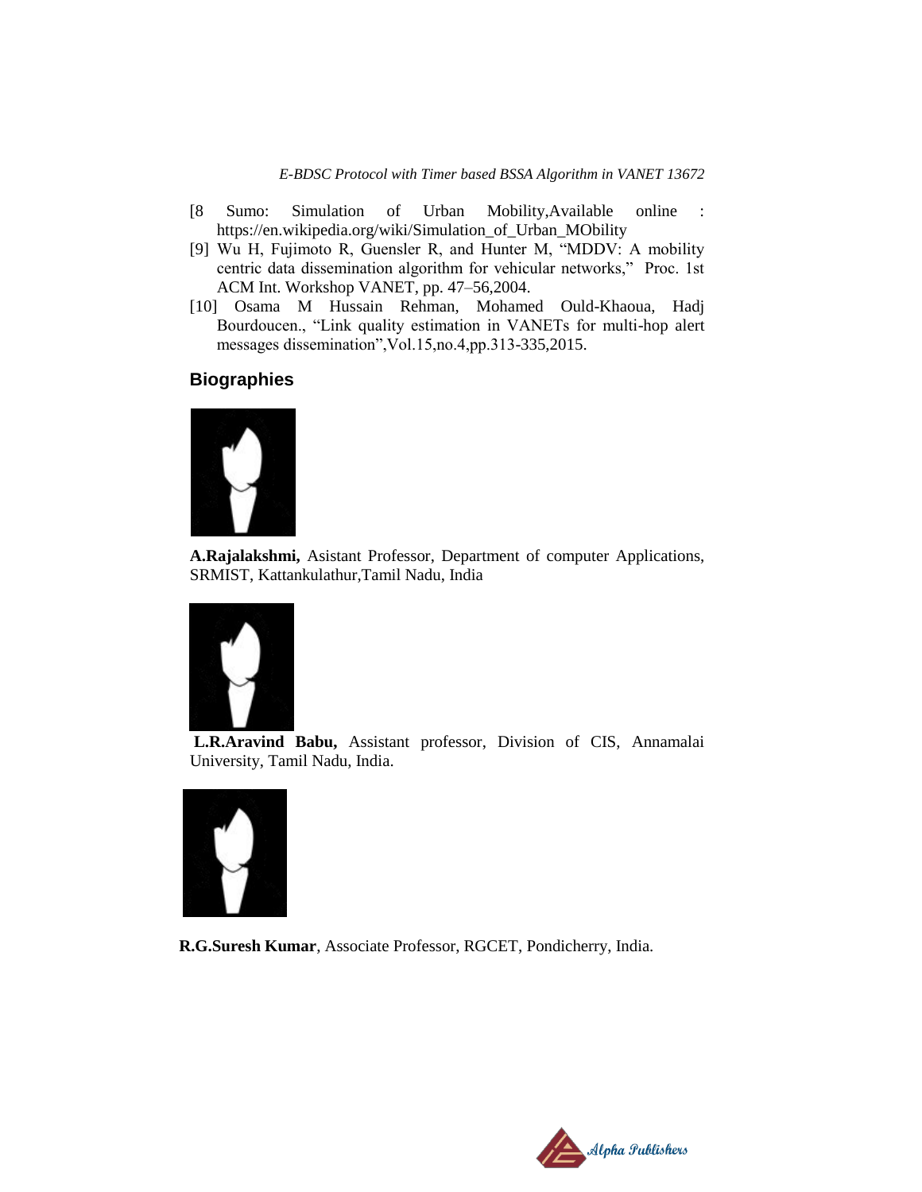[8 Sumo: Simulation of Urban Mobility,Available online : https://en.wikipedia.org/wiki/Simulation_of_Urban_MObility

[9] Wu H, Fujimoto R, Guensler R, and Hunter M, "MDDV: A mobility centric data dissemination algorithm for vehicular networks," Proc. 1st ACM Int. Workshop VANET, pp. 47–56,2004.

[10] Osama M Hussain Rehman, Mohamed Ould-Khaoua, Hadj Bourdoucen., "Link quality estimation in VANETs for multi-hop alert messages dissemination",Vol.15,no.4,pp.313-335,2015.

## Biographies

**A.Rajalakshmi,** Asistant Professor, Department of computer Applications, SRMIST, Kattankulathur,Tamil Nadu, India

**L.R.Aravind Babu,** Assistant professor, Division of CIS, Annamalai University, Tamil Nadu, India.

**R.G.Suresh Kumar**, Associate Professor, RGCET, Pondicherry, India.